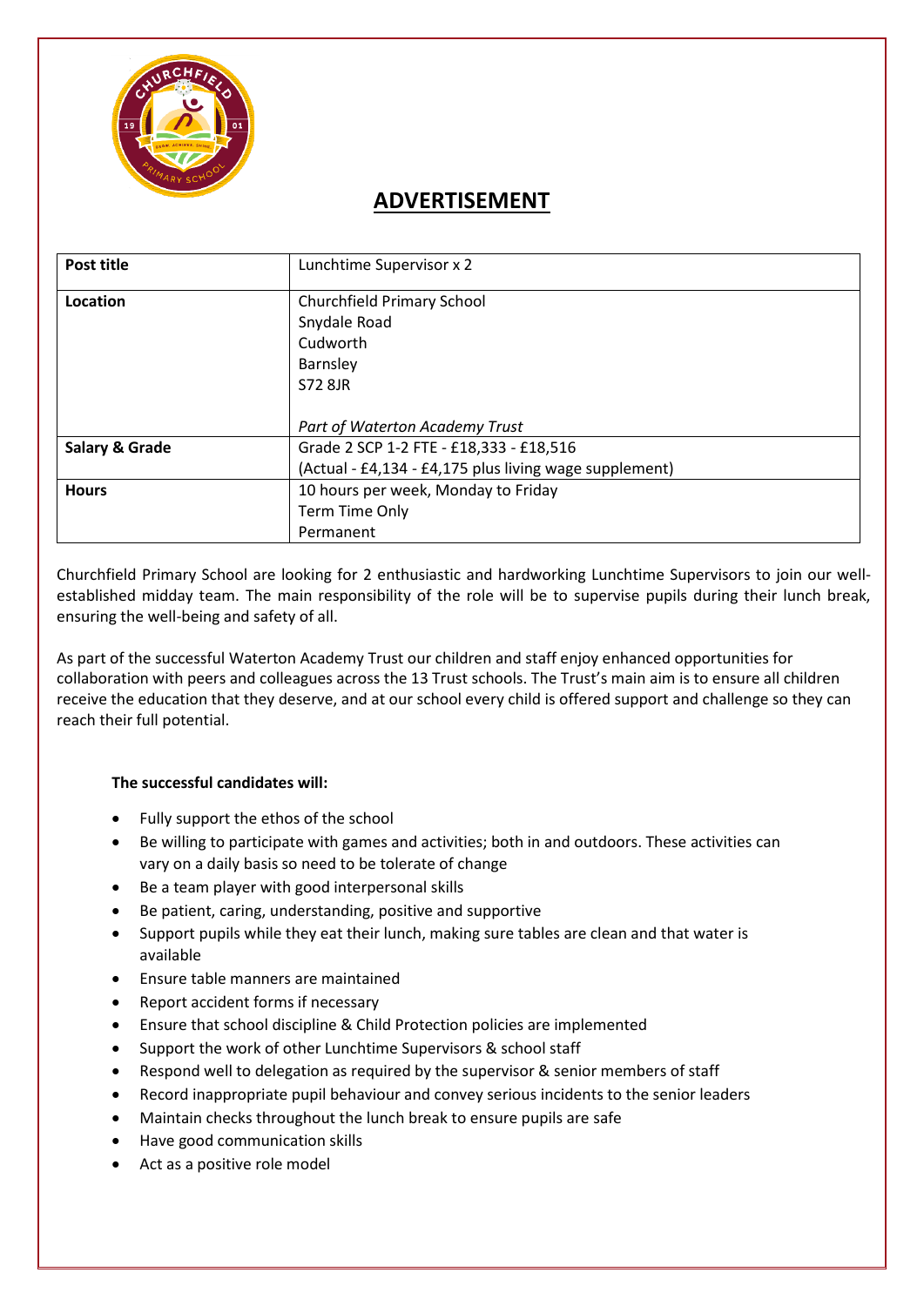# ADVERTISEMENT

| Post title | Lunchtime Supervisor x 2 |
|---|---|
| Location | Churchfield Primary School<br>Snydale Road<br>Cudworth<br>Barnsley<br>S72 8JR<br><br>*Part of Waterton Academy Trust* |
| Salary & Grade | Grade 2 SCP 1-2 FTE - £18,333 - £18,516<br>(Actual - £4,134 - £4,175 plus living wage supplement) |
| Hours | 10 hours per week, Monday to Friday<br>Term Time Only<br>Permanent |

Churchfield Primary School are looking for 2 enthusiastic and hardworking Lunchtime Supervisors to join our well-established midday team. The main responsibility of the role will be to supervise pupils during their lunch break, ensuring the well-being and safety of all.

As part of the successful Waterton Academy Trust our children and staff enjoy enhanced opportunities for collaboration with peers and colleagues across the 13 Trust schools. The Trust's main aim is to ensure all children receive the education that they deserve, and at our school every child is offered support and challenge so they can reach their full potential.

**The successful candidates will:**

- Fully support the ethos of the school
- Be willing to participate with games and activities; both in and outdoors. These activities can vary on a daily basis so need to be tolerate of change
- Be a team player with good interpersonal skills
- Be patient, caring, understanding, positive and supportive
- Support pupils while they eat their lunch, making sure tables are clean and that water is available
- Ensure table manners are maintained
- Report accident forms if necessary
- Ensure that school discipline & Child Protection policies are implemented
- Support the work of other Lunchtime Supervisors & school staff
- Respond well to delegation as required by the supervisor & senior members of staff
- Record inappropriate pupil behaviour and convey serious incidents to the senior leaders
- Maintain checks throughout the lunch break to ensure pupils are safe
- Have good communication skills
- Act as a positive role model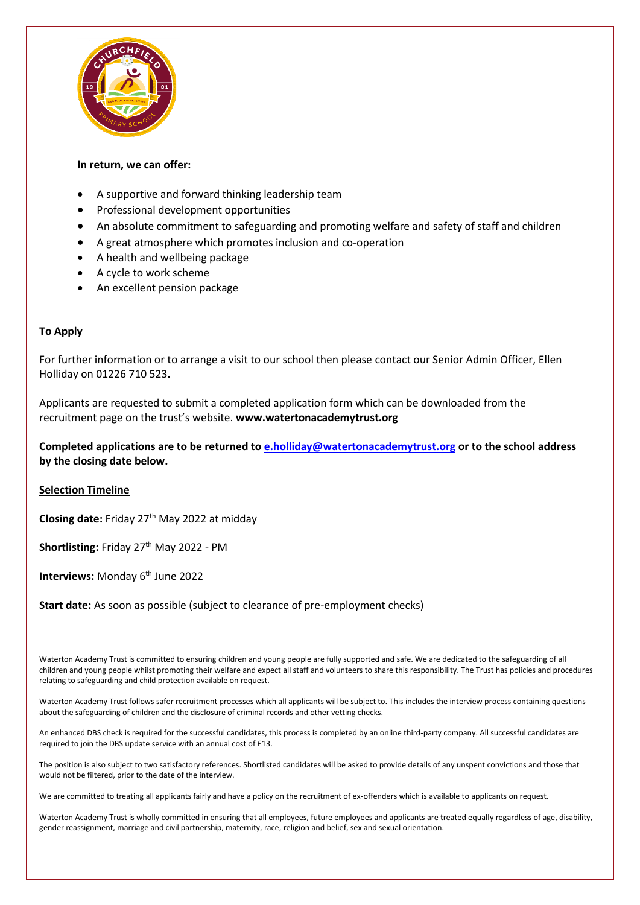**In return, we can offer:**

- A supportive and forward thinking leadership team
- Professional development opportunities
- An absolute commitment to safeguarding and promoting welfare and safety of staff and children
- A great atmosphere which promotes inclusion and co-operation
- A health and wellbeing package
- A cycle to work scheme
- An excellent pension package

**To Apply**

For further information or to arrange a visit to our school then please contact our Senior Admin Officer, Ellen Holliday on 01226 710 523**.**

Applicants are requested to submit a completed application form which can be downloaded from the recruitment page on the trust's website. **www.watertonacademytrust.org**

**Completed applications are to be returned to [e.holliday@watertonacademytrust.org](mailto:e.holliday@watertonacademytrust.org) or to the school address by the closing date below.**

**Selection Timeline**

**Closing date:** Friday 27th May 2022 at midday

**Shortlisting:** Friday 27th May 2022 - PM

**Interviews:** Monday 6th June 2022

**Start date:** As soon as possible (subject to clearance of pre-employment checks)

Waterton Academy Trust is committed to ensuring children and young people are fully supported and safe. We are dedicated to the safeguarding of all children and young people whilst promoting their welfare and expect all staff and volunteers to share this responsibility. The Trust has policies and procedures relating to safeguarding and child protection available on request.

Waterton Academy Trust follows safer recruitment processes which all applicants will be subject to. This includes the interview process containing questions about the safeguarding of children and the disclosure of criminal records and other vetting checks.

An enhanced DBS check is required for the successful candidates, this process is completed by an online third-party company. All successful candidates are required to join the DBS update service with an annual cost of £13.

The position is also subject to two satisfactory references. Shortlisted candidates will be asked to provide details of any unspent convictions and those that would not be filtered, prior to the date of the interview.

We are committed to treating all applicants fairly and have a policy on the recruitment of ex-offenders which is available to applicants on request.

Waterton Academy Trust is wholly committed in ensuring that all employees, future employees and applicants are treated equally regardless of age, disability, gender reassignment, marriage and civil partnership, maternity, race, religion and belief, sex and sexual orientation.